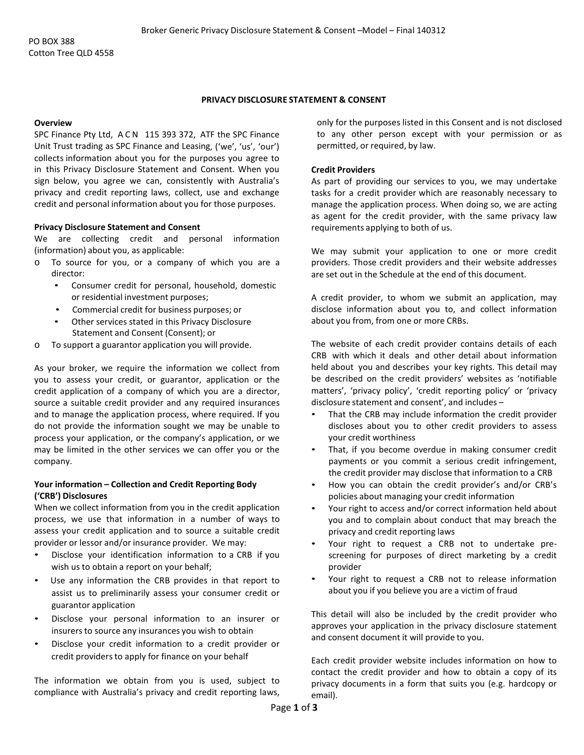PO BOX 388
Cotton Tree QLD 4558

# PRIVACY DISCLOSURE STATEMENT & CONSENT

**Overview**

SPC Finance Pty Ltd, A C N 115 393 372, ATF the SPC Finance Unit Trust trading as SPC Finance and Leasing, ('we', 'us', 'our') collects information about you for the purposes you agree to in this Privacy Disclosure Statement and Consent. When you sign below, you agree we can, consistently with Australia's privacy and credit reporting laws, collect, use and exchange credit and personal information about you for those purposes.

**Privacy Disclosure Statement and Consent**

We are collecting credit and personal information (information) about you, as applicable:

- To source for you, or a company of which you are a director:
  - Consumer credit for personal, household, domestic or residential investment purposes;
  - Commercial credit for business purposes; or
  - Other services stated in this Privacy Disclosure Statement and Consent (Consent); or
- To support a guarantor application you will provide.

As your broker, we require the information we collect from you to assess your credit, or guarantor, application or the credit application of a company of which you are a director, source a suitable credit provider and any required insurances and to manage the application process, where required. If you do not provide the information sought we may be unable to process your application, or the company's application, or we may be limited in the other services we can offer you or the company.

**Your information – Collection and Credit Reporting Body ('CRB') Disclosures**

When we collect information from you in the credit application process, we use that information in a number of ways to assess your credit application and to source a suitable credit provider or lessor and/or insurance provider. We may:

- Disclose your identification information to a CRB if you wish us to obtain a report on your behalf;
- Use any information the CRB provides in that report to assist us to preliminarily assess your consumer credit or guarantor application
- Disclose your personal information to an insurer or insurers to source any insurances you wish to obtain
- Disclose your credit information to a credit provider or credit providers to apply for finance on your behalf

The information we obtain from you is used, subject to compliance with Australia's privacy and credit reporting laws, only for the purposes listed in this Consent and is not disclosed to any other person except with your permission or as permitted, or required, by law.

**Credit Providers**

As part of providing our services to you, we may undertake tasks for a credit provider which are reasonably necessary to manage the application process. When doing so, we are acting as agent for the credit provider, with the same privacy law requirements applying to both of us.

We may submit your application to one or more credit providers. Those credit providers and their website addresses are set out in the Schedule at the end of this document.

A credit provider, to whom we submit an application, may disclose information about you to, and collect information about you from, from one or more CRBs.

The website of each credit provider contains details of each CRB with which it deals and other detail about information held about you and describes your key rights. This detail may be described on the credit providers' websites as 'notifiable matters', 'privacy policy', 'credit reporting policy' or 'privacy disclosure statement and consent', and includes –

- That the CRB may include information the credit provider discloses about you to other credit providers to assess your credit worthiness
- That, if you become overdue in making consumer credit payments or you commit a serious credit infringement, the credit provider may disclose that information to a CRB
- How you can obtain the credit provider's and/or CRB's policies about managing your credit information
- Your right to access and/or correct information held about you and to complain about conduct that may breach the privacy and credit reporting laws
- Your right to request a CRB not to undertake pre-screening for purposes of direct marketing by a credit provider
- Your right to request a CRB not to release information about you if you believe you are a victim of fraud

This detail will also be included by the credit provider who approves your application in the privacy disclosure statement and consent document it will provide to you.

Each credit provider website includes information on how to contact the credit provider and how to obtain a copy of its privacy documents in a form that suits you (e.g. hardcopy or email).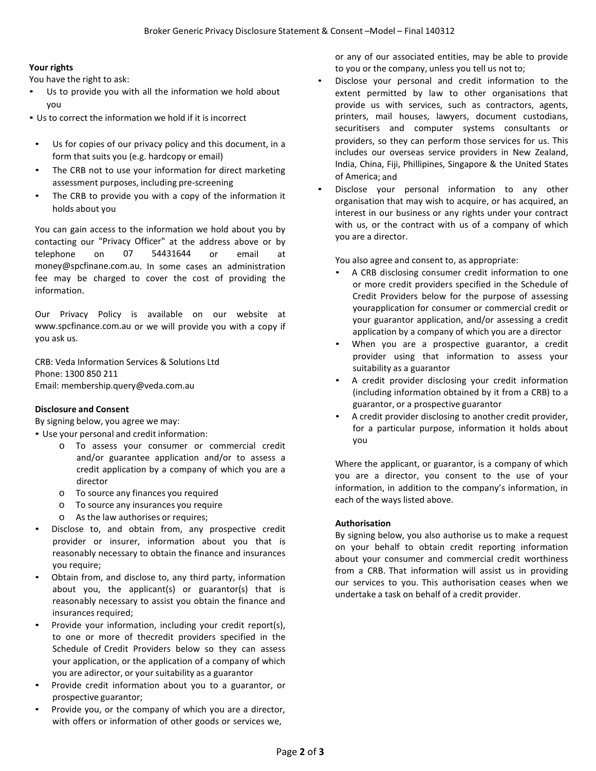**Your rights**

You have the right to ask:

- Us to provide you with all the information we hold about you
- Us to correct the information we hold if it is incorrect
- Us for copies of our privacy policy and this document, in a form that suits you (e.g. hardcopy or email)
- The CRB not to use your information for direct marketing assessment purposes, including pre-screening
- The CRB to provide you with a copy of the information it holds about you

You can gain access to the information we hold about you by contacting our "Privacy Officer" at the address above or by telephone on 07 54431644 or email at money@spcfinane.com.au. In some cases an administration fee may be charged to cover the cost of providing the information.

Our Privacy Policy is available on our website at www.spcfinance.com.au or we will provide you with a copy if you ask us.

CRB: Veda Information Services & Solutions Ltd
Phone: 1300 850 211
Email: membership.query@veda.com.au

**Disclosure and Consent**

By signing below, you agree we may:

- Use your personal and credit information:
  - To assess your consumer or commercial credit and/or guarantee application and/or to assess a credit application by a company of which you are a director
  - To source any finances you required
  - To source any insurances you require
  - As the law authorises or requires;
- Disclose to, and obtain from, any prospective credit provider or insurer, information about you that is reasonably necessary to obtain the finance and insurances you require;
- Obtain from, and disclose to, any third party, information about you, the applicant(s) or guarantor(s) that is reasonably necessary to assist you obtain the finance and insurances required;
- Provide your information, including your credit report(s), to one or more of thecredit providers specified in the Schedule of Credit Providers below so they can assess your application, or the application of a company of which you are adirector, or your suitability as a guarantor
- Provide credit information about you to a guarantor, or prospective guarantor;
- Provide you, or the company of which you are a director, with offers or information of other goods or services we, or any of our associated entities, may be able to provide to you or the company, unless you tell us not to;
- Disclose your personal and credit information to the extent permitted by law to other organisations that provide us with services, such as contractors, agents, printers, mail houses, lawyers, document custodians, securitisers and computer systems consultants or providers, so they can perform those services for us. This includes our overseas service providers in New Zealand, India, China, Fiji, Phillipines, Singapore & the United States of America; and
- Disclose your personal information to any other organisation that may wish to acquire, or has acquired, an interest in our business or any rights under your contract with us, or the contract with us of a company of which you are a director.

You also agree and consent to, as appropriate:

- A CRB disclosing consumer credit information to one or more credit providers specified in the Schedule of Credit Providers below for the purpose of assessing yourapplication for consumer or commercial credit or your guarantor application, and/or assessing a credit application by a company of which you are a director
- When you are a prospective guarantor, a credit provider using that information to assess your suitability as a guarantor
- A credit provider disclosing your credit information (including information obtained by it from a CRB) to a guarantor, or a prospective guarantor
- A credit provider disclosing to another credit provider, for a particular purpose, information it holds about you

Where the applicant, or guarantor, is a company of which you are a director, you consent to the use of your information, in addition to the company's information, in each of the ways listed above.

**Authorisation**

By signing below, you also authorise us to make a request on your behalf to obtain credit reporting information about your consumer and commercial credit worthiness from a CRB. That information will assist us in providing our services to you. This authorisation ceases when we undertake a task on behalf of a credit provider.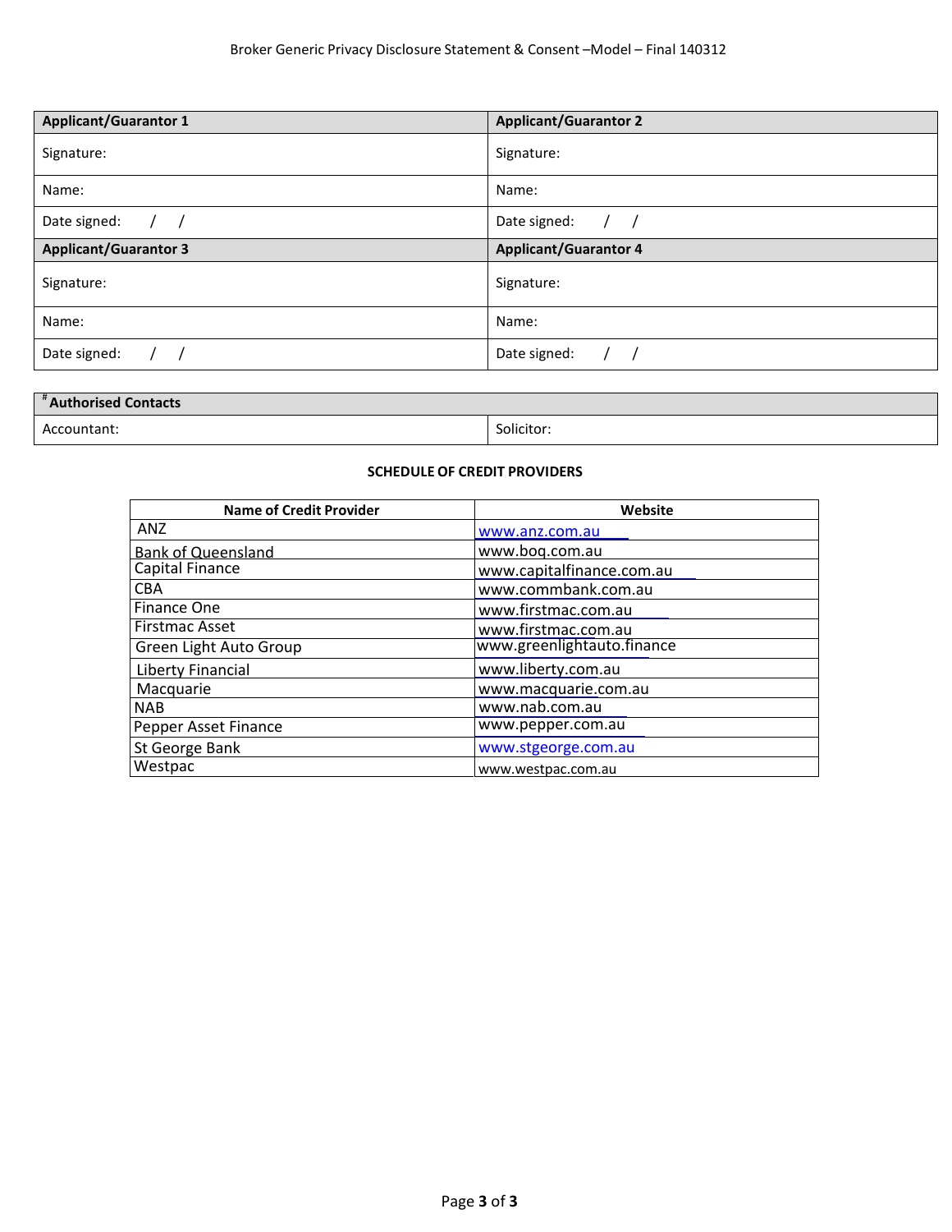| Applicant/Guarantor 1 | Applicant/Guarantor 2 |
|---|---|
| Signature: | Signature: |
| Name: | Name: |
| Date signed: / / | Date signed: / / |
| **Applicant/Guarantor 3** | **Applicant/Guarantor 4** |
| Signature: | Signature: |
| Name: | Name: |
| Date signed: / / | Date signed: / / |

| #Authorised Contacts | |
|---|---|
| Accountant: | Solicitor: |

**SCHEDULE OF CREDIT PROVIDERS**

| Name of Credit Provider | Website |
|---|---|
| ANZ | www.anz.com.au |
| Bank of Queensland | www.boq.com.au |
| Capital Finance | www.capitalfinance.com.au |
| CBA | www.commbank.com.au |
| Finance One | www.firstmac.com.au |
| Firstmac Asset | www.firstmac.com.au |
| Green Light Auto Group | www.greenlightauto.finance |
| Liberty Financial | www.liberty.com.au |
| Macquarie | www.macquarie.com.au |
| NAB | www.nab.com.au |
| Pepper Asset Finance | www.pepper.com.au |
| St George Bank | www.stgeorge.com.au |
| Westpac | www.westpac.com.au |